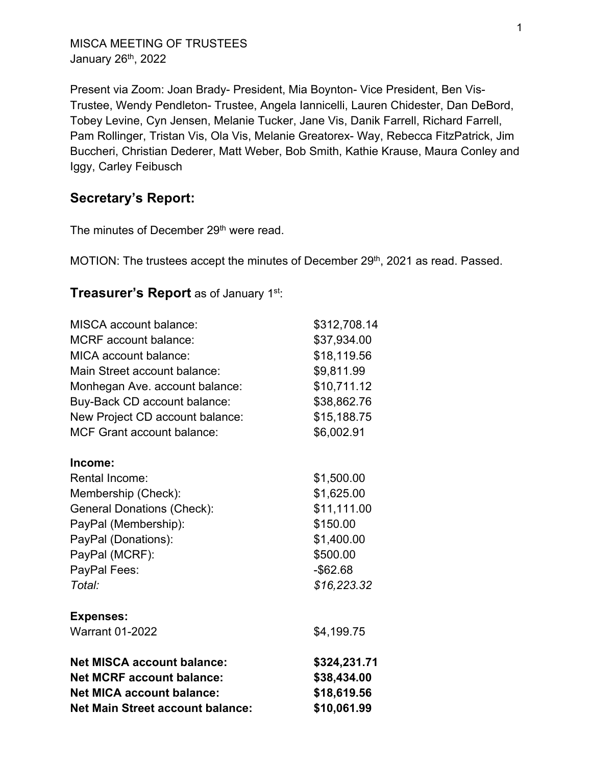MISCA MEETING OF TRUSTEES
January 26th, 2022

Present via Zoom: Joan Brady- President, Mia Boynton- Vice President, Ben Vis- Trustee, Wendy Pendleton- Trustee, Angela Iannicelli, Lauren Chidester, Dan DeBord, Tobey Levine, Cyn Jensen, Melanie Tucker, Jane Vis, Danik Farrell, Richard Farrell, Pam Rollinger, Tristan Vis, Ola Vis, Melanie Greatorex- Way, Rebecca FitzPatrick, Jim Buccheri, Christian Dederer, Matt Weber, Bob Smith, Kathie Krause, Maura Conley and Iggy, Carley Feibusch

## Secretary's Report:

The minutes of December 29th were read.

MOTION: The trustees accept the minutes of December 29th, 2021 as read. Passed.

## Treasurer's Report as of January 1st:

| | |
|---|---|
| MISCA account balance: | $312,708.14 |
| MCRF account balance: | $37,934.00 |
| MICA account balance: | $18,119.56 |
| Main Street account balance: | $9,811.99 |
| Monhegan Ave. account balance: | $10,711.12 |
| Buy-Back CD account balance: | $38,862.76 |
| New Project CD account balance: | $15,188.75 |
| MCF Grant account balance: | $6,002.91 |
| **Income:** | |
| Rental Income: | $1,500.00 |
| Membership (Check): | $1,625.00 |
| General Donations (Check): | $11,111.00 |
| PayPal (Membership): | $150.00 |
| PayPal (Donations): | $1,400.00 |
| PayPal (MCRF): | $500.00 |
| PayPal Fees: | -$62.68 |
| *Total:* | *$16,223.32* |
| **Expenses:** | |
| Warrant 01-2022 | $4,199.75 |
| **Net MISCA account balance:** | **$324,231.71** |
| **Net MCRF account balance:** | **$38,434.00** |
| **Net MICA account balance:** | **$18,619.56** |
| **Net Main Street account balance:** | **$10,061.99** |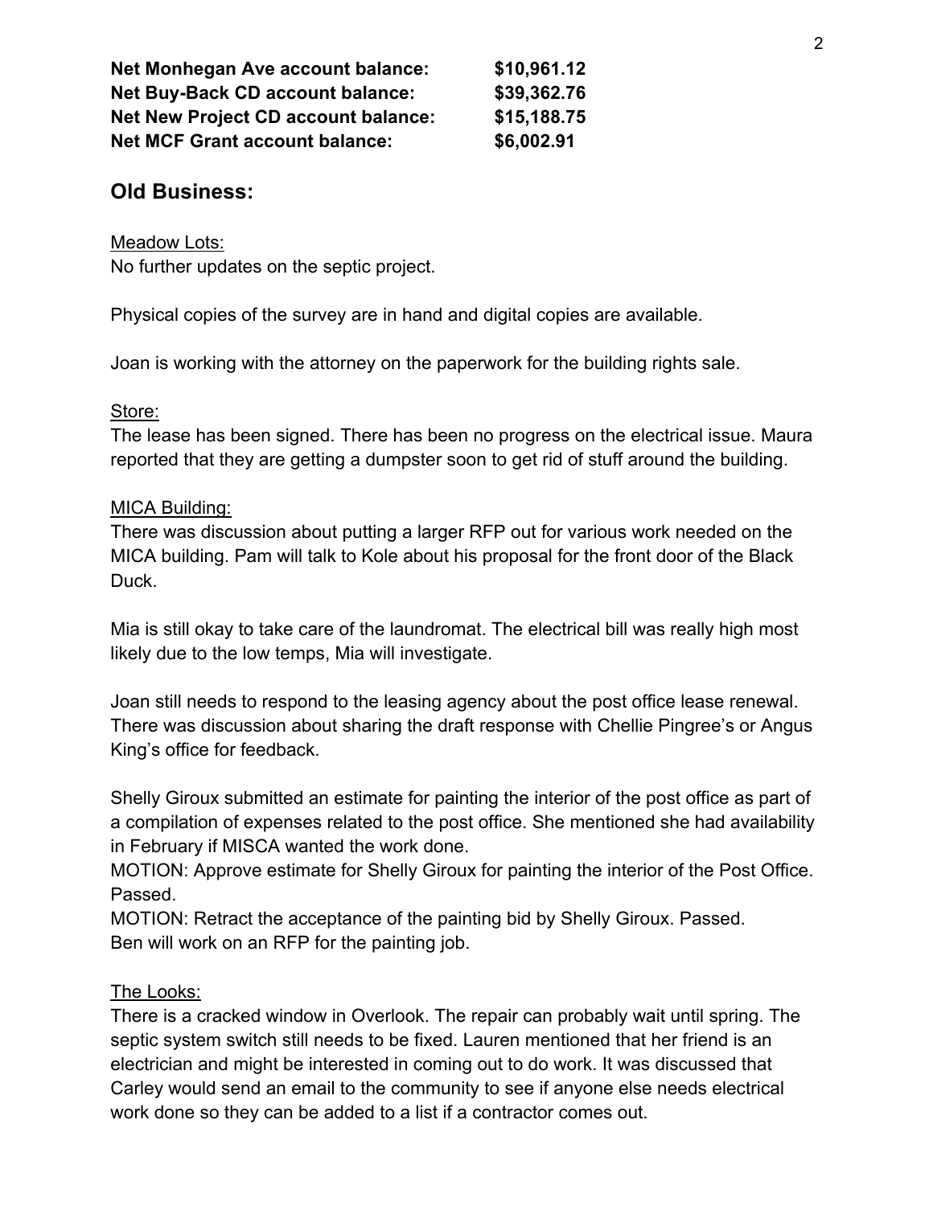**Net Monhegan Ave account balance:** **$10,961.12**
**Net Buy-Back CD account balance:** **$39,362.76**
**Net New Project CD account balance:** **$15,188.75**
**Net MCF Grant account balance:** **$6,002.91**

## Old Business:

Meadow Lots:
No further updates on the septic project.

Physical copies of the survey are in hand and digital copies are available.

Joan is working with the attorney on the paperwork for the building rights sale.

Store:
The lease has been signed. There has been no progress on the electrical issue. Maura reported that they are getting a dumpster soon to get rid of stuff around the building.

MICA Building:
There was discussion about putting a larger RFP out for various work needed on the MICA building. Pam will talk to Kole about his proposal for the front door of the Black Duck.

Mia is still okay to take care of the laundromat. The electrical bill was really high most likely due to the low temps, Mia will investigate.

Joan still needs to respond to the leasing agency about the post office lease renewal. There was discussion about sharing the draft response with Chellie Pingree's or Angus King's office for feedback.

Shelly Giroux submitted an estimate for painting the interior of the post office as part of a compilation of expenses related to the post office. She mentioned she had availability in February if MISCA wanted the work done.
MOTION: Approve estimate for Shelly Giroux for painting the interior of the Post Office. Passed.
MOTION: Retract the acceptance of the painting bid by Shelly Giroux. Passed.
Ben will work on an RFP for the painting job.

The Looks:
There is a cracked window in Overlook. The repair can probably wait until spring. The septic system switch still needs to be fixed. Lauren mentioned that her friend is an electrician and might be interested in coming out to do work. It was discussed that Carley would send an email to the community to see if anyone else needs electrical work done so they can be added to a list if a contractor comes out.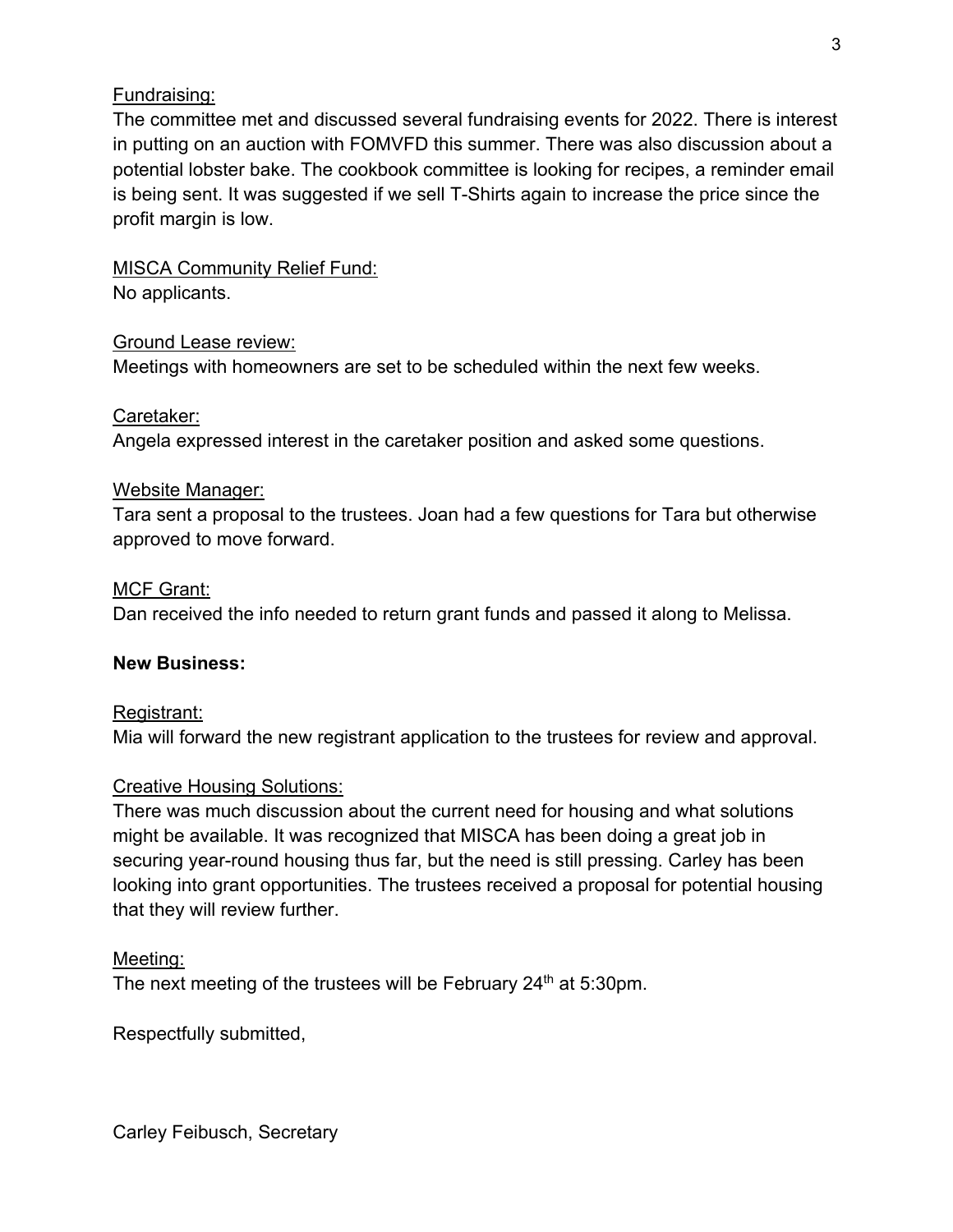Fundraising:
The committee met and discussed several fundraising events for 2022. There is interest in putting on an auction with FOMVFD this summer. There was also discussion about a potential lobster bake. The cookbook committee is looking for recipes, a reminder email is being sent. It was suggested if we sell T-Shirts again to increase the price since the profit margin is low.

MISCA Community Relief Fund:
No applicants.

Ground Lease review:
Meetings with homeowners are set to be scheduled within the next few weeks.

Caretaker:
Angela expressed interest in the caretaker position and asked some questions.

Website Manager:
Tara sent a proposal to the trustees. Joan had a few questions for Tara but otherwise approved to move forward.

MCF Grant:
Dan received the info needed to return grant funds and passed it along to Melissa.

**New Business:**

Registrant:
Mia will forward the new registrant application to the trustees for review and approval.

Creative Housing Solutions:
There was much discussion about the current need for housing and what solutions might be available. It was recognized that MISCA has been doing a great job in securing year-round housing thus far, but the need is still pressing. Carley has been looking into grant opportunities. The trustees received a proposal for potential housing that they will review further.

Meeting:
The next meeting of the trustees will be February 24th at 5:30pm.

Respectfully submitted,

Carley Feibusch, Secretary